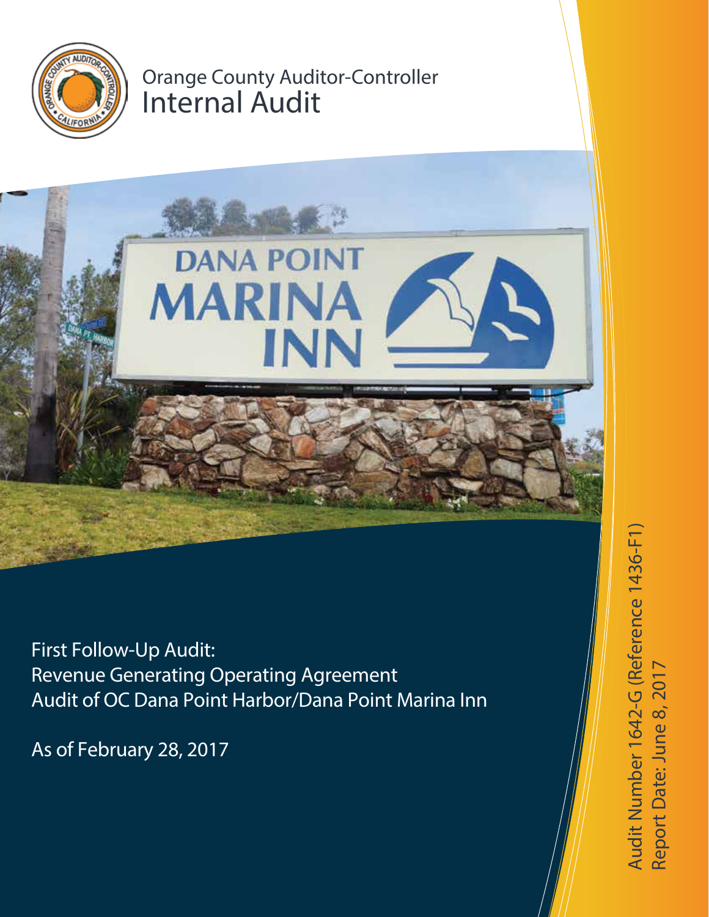Orange County Auditor-Controller

# Internal Audit

## First Follow-Up Audit: Revenue Generating Operating Agreement Audit of OC Dana Point Harbor/Dana Point Marina Inn

As of February 28, 2017

Audit Number 1642-G (Reference 1436-F1)

Report Date: June 8, 2017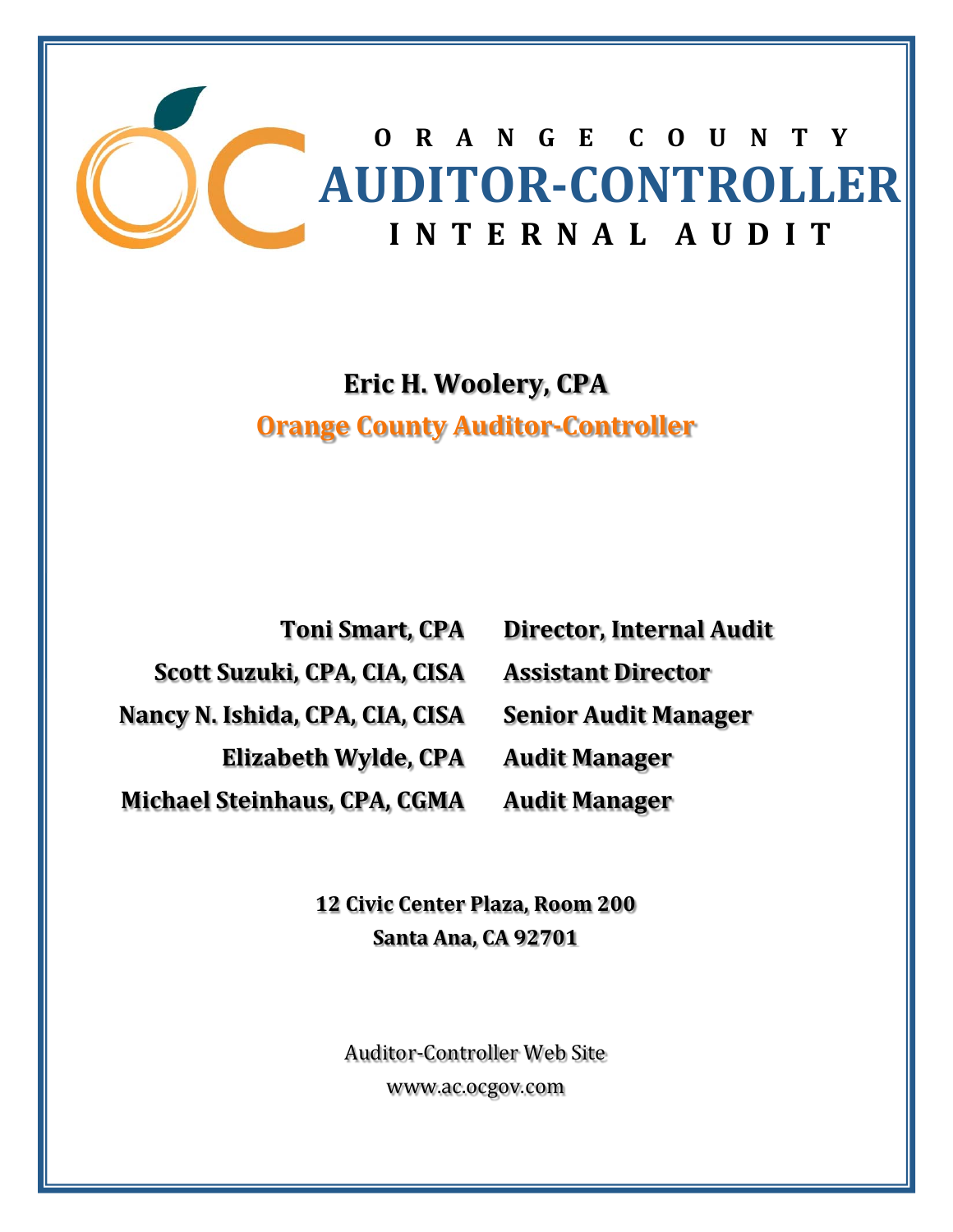# ORANGE COUNTY AUDITOR-CONTROLLER INTERNAL AUDIT

**Eric H. Woolery, CPA**

**Orange County Auditor-Controller**

| | |
|---|---|
| **Toni Smart, CPA** | **Director, Internal Audit** |
| **Scott Suzuki, CPA, CIA, CISA** | **Assistant Director** |
| **Nancy N. Ishida, CPA, CIA, CISA** | **Senior Audit Manager** |
| **Elizabeth Wylde, CPA** | **Audit Manager** |
| **Michael Steinhaus, CPA, CGMA** | **Audit Manager** |

**12 Civic Center Plaza, Room 200**
**Santa Ana, CA 92701**

Auditor-Controller Web Site
www.ac.ocgov.com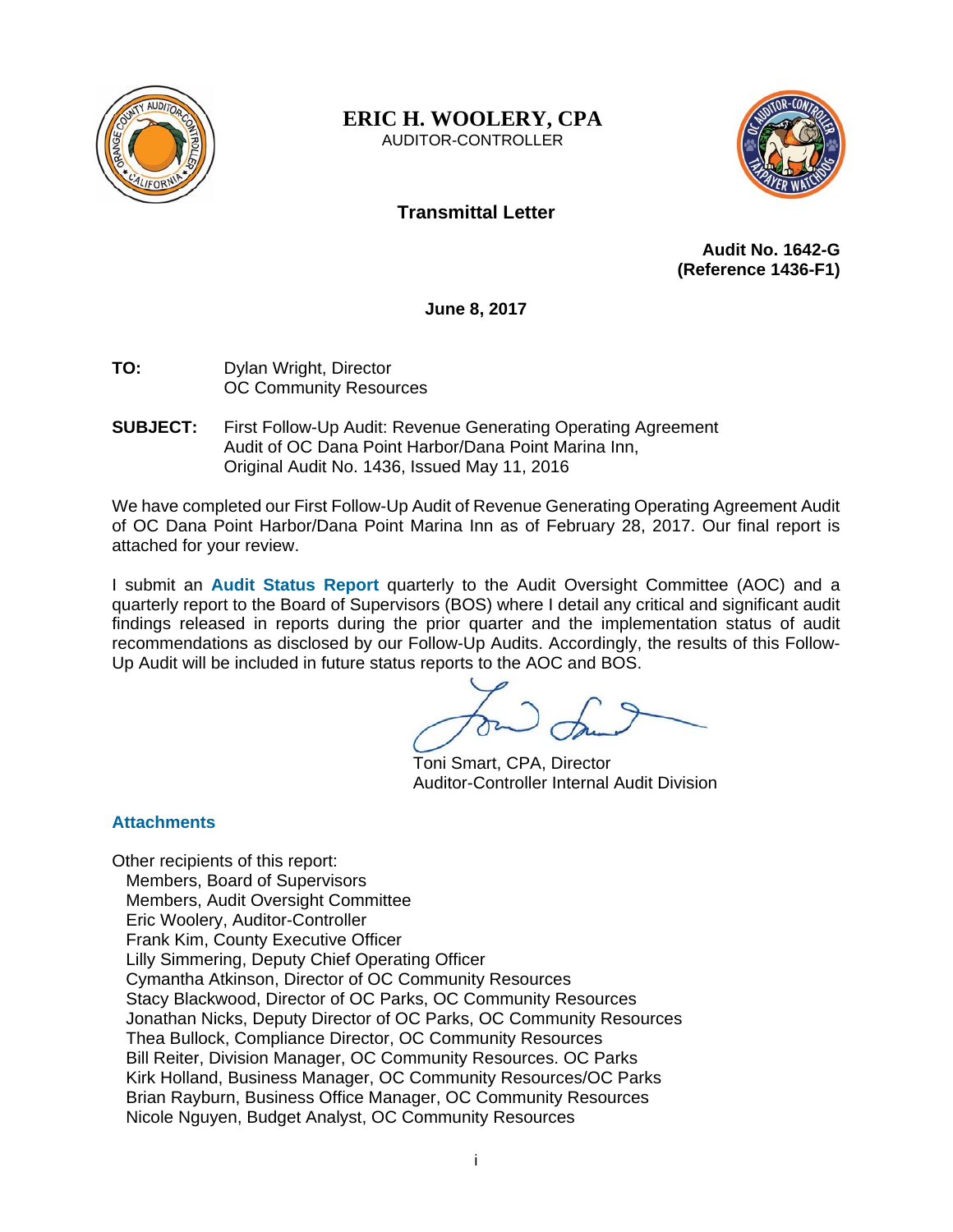**ERIC H. WOOLERY, CPA**
AUDITOR-CONTROLLER

## Transmittal Letter

**Audit No. 1642-G**
**(Reference 1436-F1)**

**June 8, 2017**

**TO:** Dylan Wright, Director
OC Community Resources

**SUBJECT:** First Follow-Up Audit: Revenue Generating Operating Agreement Audit of OC Dana Point Harbor/Dana Point Marina Inn, Original Audit No. 1436, Issued May 11, 2016

We have completed our First Follow-Up Audit of Revenue Generating Operating Agreement Audit of OC Dana Point Harbor/Dana Point Marina Inn as of February 28, 2017. Our final report is attached for your review.

I submit an **Audit Status Report** quarterly to the Audit Oversight Committee (AOC) and a quarterly report to the Board of Supervisors (BOS) where I detail any critical and significant audit findings released in reports during the prior quarter and the implementation status of audit recommendations as disclosed by our Follow-Up Audits. Accordingly, the results of this Follow-Up Audit will be included in future status reports to the AOC and BOS.

Toni Smart, CPA, Director
Auditor-Controller Internal Audit Division

**Attachments**

Other recipients of this report:
- Members, Board of Supervisors
- Members, Audit Oversight Committee
- Eric Woolery, Auditor-Controller
- Frank Kim, County Executive Officer
- Lilly Simmering, Deputy Chief Operating Officer
- Cymantha Atkinson, Director of OC Community Resources
- Stacy Blackwood, Director of OC Parks, OC Community Resources
- Jonathan Nicks, Deputy Director of OC Parks, OC Community Resources
- Thea Bullock, Compliance Director, OC Community Resources
- Bill Reiter, Division Manager, OC Community Resources. OC Parks
- Kirk Holland, Business Manager, OC Community Resources/OC Parks
- Brian Rayburn, Business Office Manager, OC Community Resources
- Nicole Nguyen, Budget Analyst, OC Community Resources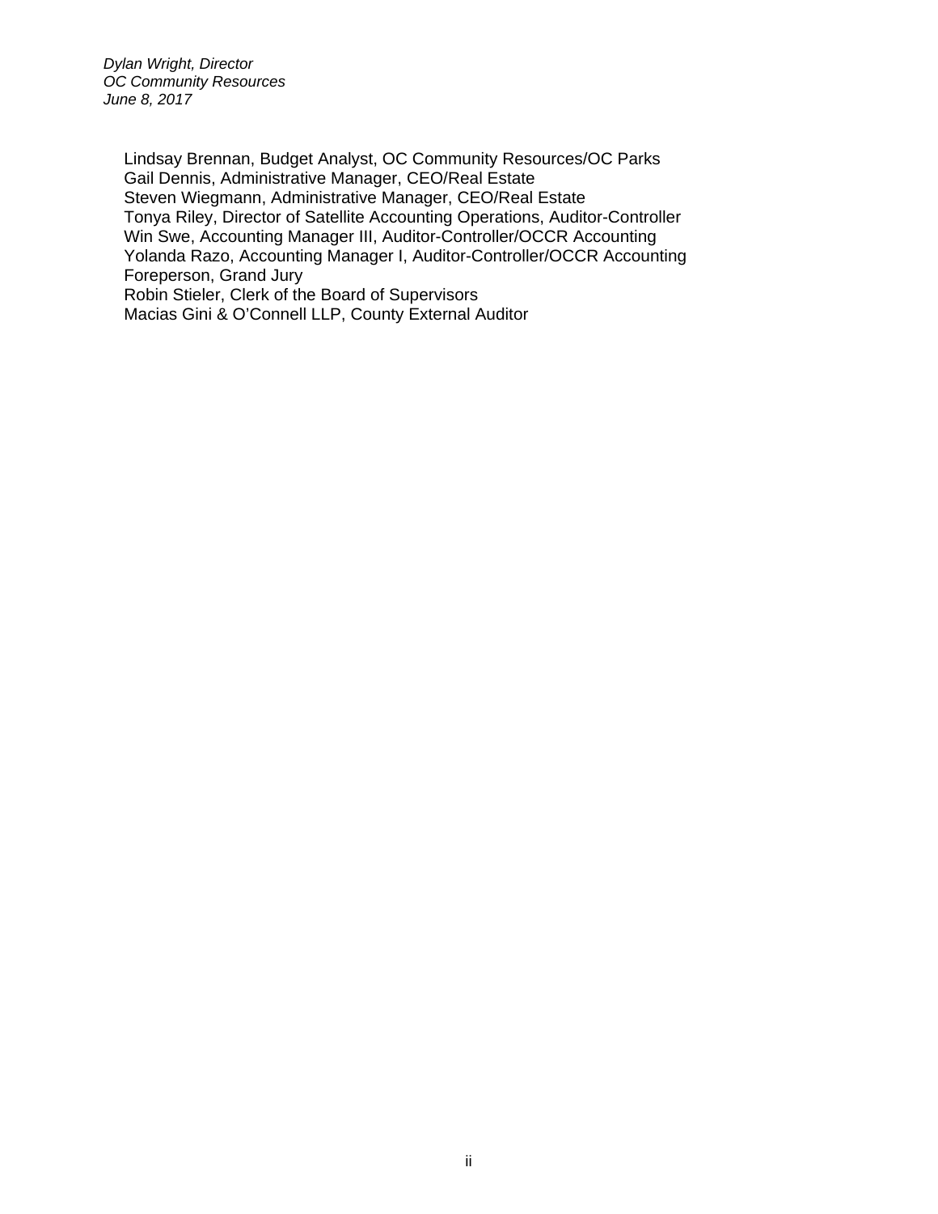Lindsay Brennan, Budget Analyst, OC Community Resources/OC Parks
Gail Dennis, Administrative Manager, CEO/Real Estate
Steven Wiegmann, Administrative Manager, CEO/Real Estate
Tonya Riley, Director of Satellite Accounting Operations, Auditor-Controller
Win Swe, Accounting Manager III, Auditor-Controller/OCCR Accounting
Yolanda Razo, Accounting Manager I, Auditor-Controller/OCCR Accounting
Foreperson, Grand Jury
Robin Stieler, Clerk of the Board of Supervisors
Macias Gini & O'Connell LLP, County External Auditor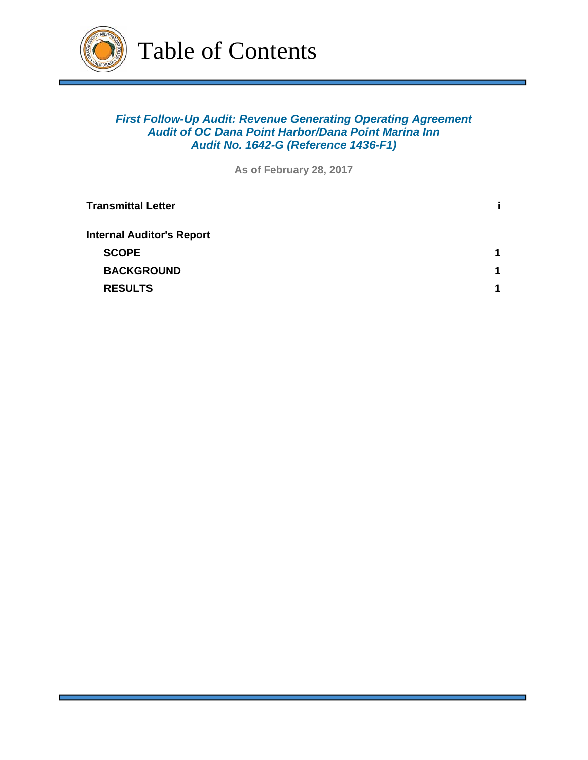# Table of Contents

***First Follow-Up Audit: Revenue Generating Operating Agreement Audit of OC Dana Point Harbor/Dana Point Marina Inn Audit No. 1642-G (Reference 1436-F1)***

**As of February 28, 2017**

| | |
|---|---|
| **Transmittal Letter** | **i** |
| **Internal Auditor's Report** | |
| **SCOPE** | **1** |
| **BACKGROUND** | **1** |
| **RESULTS** | **1** |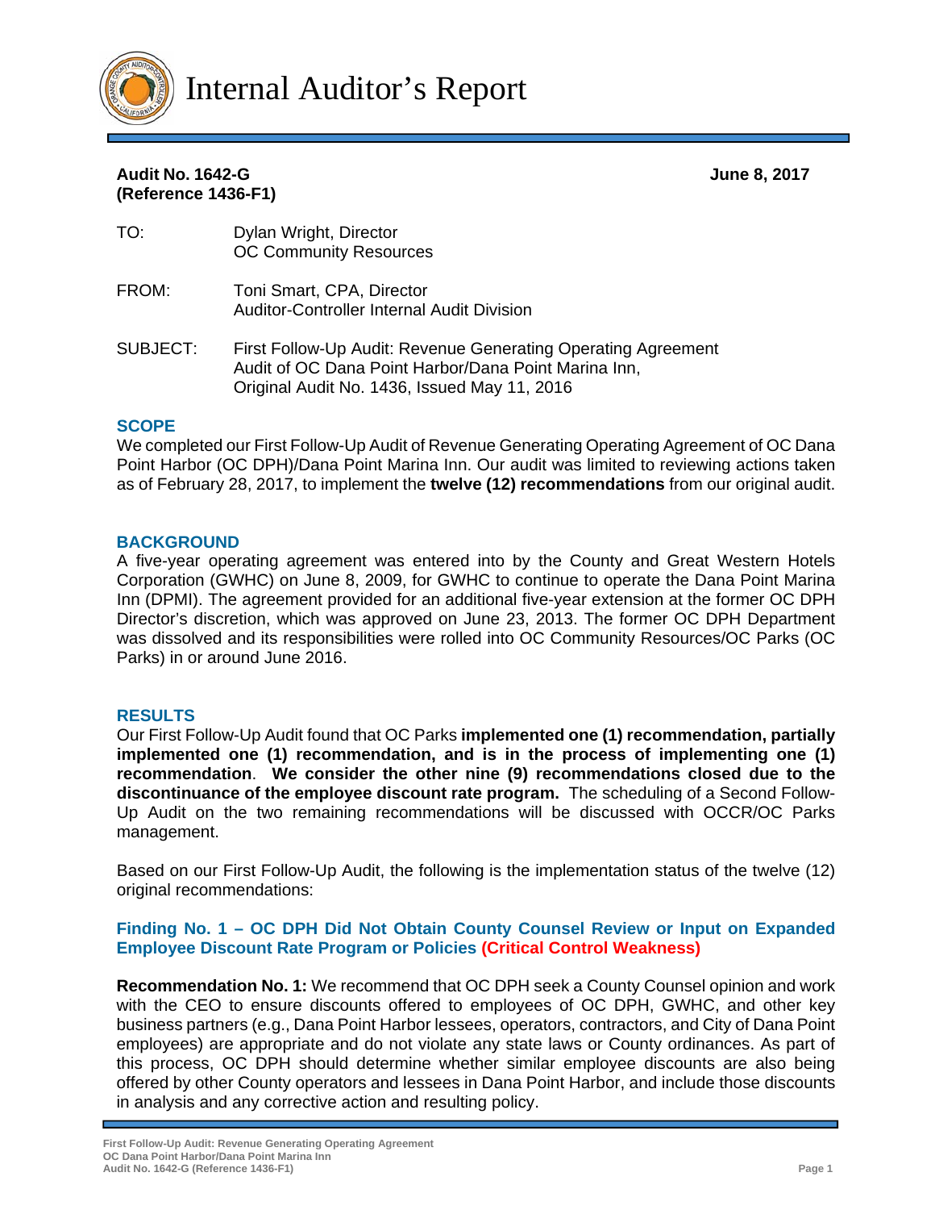# Internal Auditor's Report

**Audit No. 1642-G** **June 8, 2017**
**(Reference 1436-F1)**

TO: Dylan Wright, Director
OC Community Resources

FROM: Toni Smart, CPA, Director
Auditor-Controller Internal Audit Division

SUBJECT: First Follow-Up Audit: Revenue Generating Operating Agreement Audit of OC Dana Point Harbor/Dana Point Marina Inn, Original Audit No. 1436, Issued May 11, 2016

## SCOPE

We completed our First Follow-Up Audit of Revenue Generating Operating Agreement of OC Dana Point Harbor (OC DPH)/Dana Point Marina Inn. Our audit was limited to reviewing actions taken as of February 28, 2017, to implement the **twelve (12) recommendations** from our original audit.

## BACKGROUND

A five-year operating agreement was entered into by the County and Great Western Hotels Corporation (GWHC) on June 8, 2009, for GWHC to continue to operate the Dana Point Marina Inn (DPMI). The agreement provided for an additional five-year extension at the former OC DPH Director's discretion, which was approved on June 23, 2013. The former OC DPH Department was dissolved and its responsibilities were rolled into OC Community Resources/OC Parks (OC Parks) in or around June 2016.

## RESULTS

Our First Follow-Up Audit found that OC Parks **implemented one (1) recommendation, partially implemented one (1) recommendation, and is in the process of implementing one (1) recommendation**. **We consider the other nine (9) recommendations closed due to the discontinuance of the employee discount rate program.** The scheduling of a Second Follow-Up Audit on the two remaining recommendations will be discussed with OCCR/OC Parks management.

Based on our First Follow-Up Audit, the following is the implementation status of the twelve (12) original recommendations:

### Finding No. 1 – OC DPH Did Not Obtain County Counsel Review or Input on Expanded Employee Discount Rate Program or Policies (Critical Control Weakness)

**Recommendation No. 1:** We recommend that OC DPH seek a County Counsel opinion and work with the CEO to ensure discounts offered to employees of OC DPH, GWHC, and other key business partners (e.g., Dana Point Harbor lessees, operators, contractors, and City of Dana Point employees) are appropriate and do not violate any state laws or County ordinances. As part of this process, OC DPH should determine whether similar employee discounts are also being offered by other County operators and lessees in Dana Point Harbor, and include those discounts in analysis and any corrective action and resulting policy.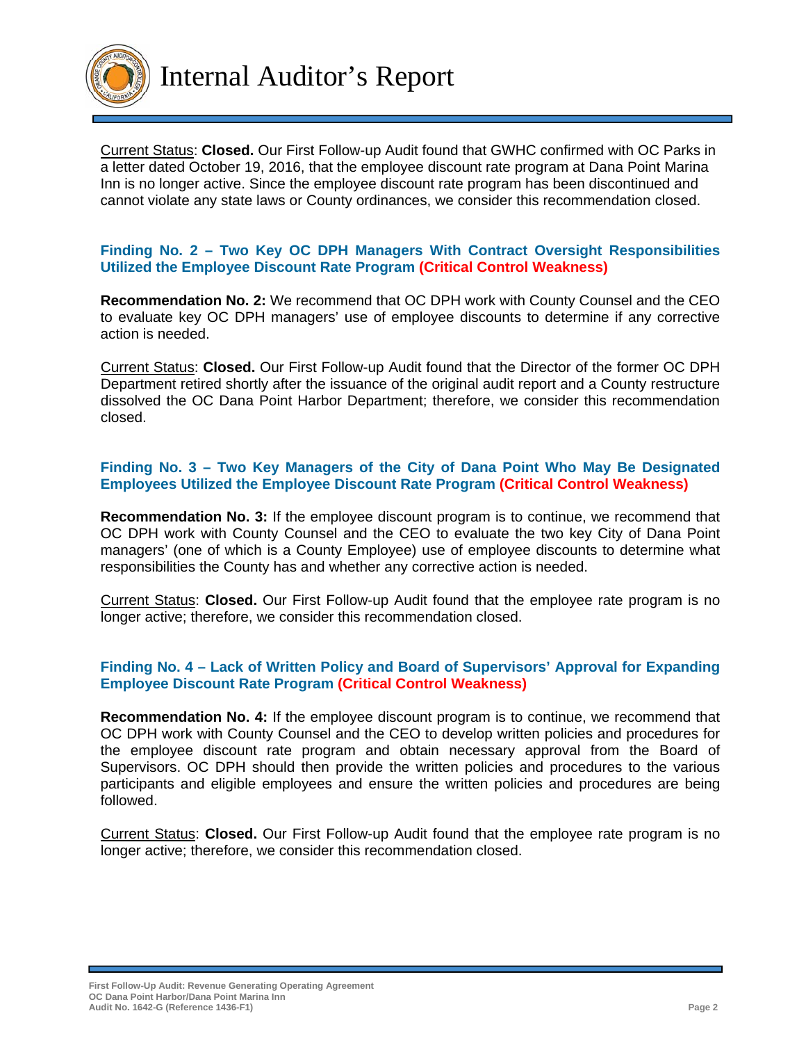Current Status: **Closed.** Our First Follow-up Audit found that GWHC confirmed with OC Parks in a letter dated October 19, 2016, that the employee discount rate program at Dana Point Marina Inn is no longer active. Since the employee discount rate program has been discontinued and cannot violate any state laws or County ordinances, we consider this recommendation closed.

### Finding No. 2 – Two Key OC DPH Managers With Contract Oversight Responsibilities Utilized the Employee Discount Rate Program (Critical Control Weakness)

**Recommendation No. 2:** We recommend that OC DPH work with County Counsel and the CEO to evaluate key OC DPH managers' use of employee discounts to determine if any corrective action is needed.

Current Status: **Closed.** Our First Follow-up Audit found that the Director of the former OC DPH Department retired shortly after the issuance of the original audit report and a County restructure dissolved the OC Dana Point Harbor Department; therefore, we consider this recommendation closed.

### Finding No. 3 – Two Key Managers of the City of Dana Point Who May Be Designated Employees Utilized the Employee Discount Rate Program (Critical Control Weakness)

**Recommendation No. 3:** If the employee discount program is to continue, we recommend that OC DPH work with County Counsel and the CEO to evaluate the two key City of Dana Point managers' (one of which is a County Employee) use of employee discounts to determine what responsibilities the County has and whether any corrective action is needed.

Current Status: **Closed.** Our First Follow-up Audit found that the employee rate program is no longer active; therefore, we consider this recommendation closed.

### Finding No. 4 – Lack of Written Policy and Board of Supervisors' Approval for Expanding Employee Discount Rate Program (Critical Control Weakness)

**Recommendation No. 4:** If the employee discount program is to continue, we recommend that OC DPH work with County Counsel and the CEO to develop written policies and procedures for the employee discount rate program and obtain necessary approval from the Board of Supervisors. OC DPH should then provide the written policies and procedures to the various participants and eligible employees and ensure the written policies and procedures are being followed.

Current Status: **Closed.** Our First Follow-up Audit found that the employee rate program is no longer active; therefore, we consider this recommendation closed.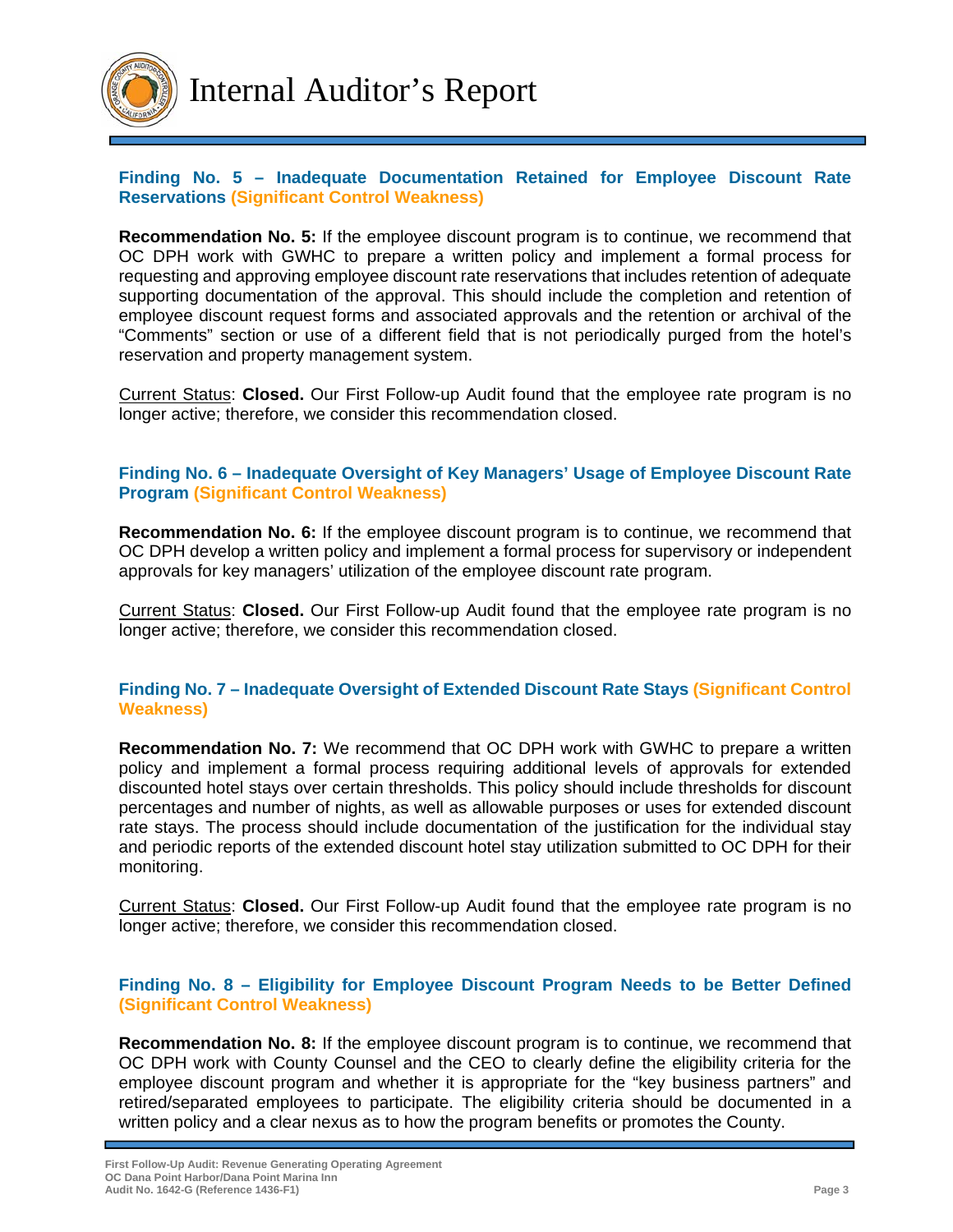### Finding No. 5 – Inadequate Documentation Retained for Employee Discount Rate Reservations (Significant Control Weakness)

**Recommendation No. 5:** If the employee discount program is to continue, we recommend that OC DPH work with GWHC to prepare a written policy and implement a formal process for requesting and approving employee discount rate reservations that includes retention of adequate supporting documentation of the approval. This should include the completion and retention of employee discount request forms and associated approvals and the retention or archival of the "Comments" section or use of a different field that is not periodically purged from the hotel's reservation and property management system.

Current Status: **Closed.** Our First Follow-up Audit found that the employee rate program is no longer active; therefore, we consider this recommendation closed.

### Finding No. 6 – Inadequate Oversight of Key Managers' Usage of Employee Discount Rate Program (Significant Control Weakness)

**Recommendation No. 6:** If the employee discount program is to continue, we recommend that OC DPH develop a written policy and implement a formal process for supervisory or independent approvals for key managers' utilization of the employee discount rate program.

Current Status: **Closed.** Our First Follow-up Audit found that the employee rate program is no longer active; therefore, we consider this recommendation closed.

### Finding No. 7 – Inadequate Oversight of Extended Discount Rate Stays (Significant Control Weakness)

**Recommendation No. 7:** We recommend that OC DPH work with GWHC to prepare a written policy and implement a formal process requiring additional levels of approvals for extended discounted hotel stays over certain thresholds. This policy should include thresholds for discount percentages and number of nights, as well as allowable purposes or uses for extended discount rate stays. The process should include documentation of the justification for the individual stay and periodic reports of the extended discount hotel stay utilization submitted to OC DPH for their monitoring.

Current Status: **Closed.** Our First Follow-up Audit found that the employee rate program is no longer active; therefore, we consider this recommendation closed.

### Finding No. 8 – Eligibility for Employee Discount Program Needs to be Better Defined (Significant Control Weakness)

**Recommendation No. 8:** If the employee discount program is to continue, we recommend that OC DPH work with County Counsel and the CEO to clearly define the eligibility criteria for the employee discount program and whether it is appropriate for the "key business partners" and retired/separated employees to participate. The eligibility criteria should be documented in a written policy and a clear nexus as to how the program benefits or promotes the County.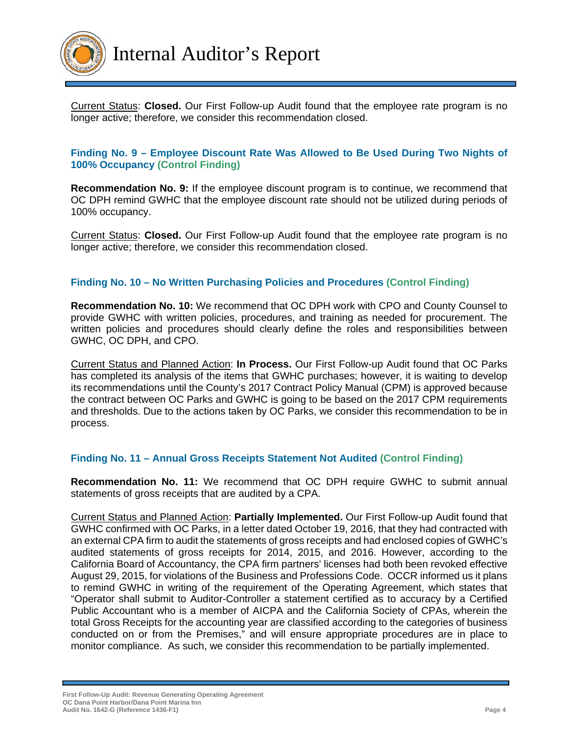Current Status: **Closed.** Our First Follow-up Audit found that the employee rate program is no longer active; therefore, we consider this recommendation closed.

### Finding No. 9 – Employee Discount Rate Was Allowed to Be Used During Two Nights of 100% Occupancy (Control Finding)

**Recommendation No. 9:** If the employee discount program is to continue, we recommend that OC DPH remind GWHC that the employee discount rate should not be utilized during periods of 100% occupancy.

Current Status: **Closed.** Our First Follow-up Audit found that the employee rate program is no longer active; therefore, we consider this recommendation closed.

### Finding No. 10 – No Written Purchasing Policies and Procedures (Control Finding)

**Recommendation No. 10:** We recommend that OC DPH work with CPO and County Counsel to provide GWHC with written policies, procedures, and training as needed for procurement. The written policies and procedures should clearly define the roles and responsibilities between GWHC, OC DPH, and CPO.

Current Status and Planned Action: **In Process.** Our First Follow-up Audit found that OC Parks has completed its analysis of the items that GWHC purchases; however, it is waiting to develop its recommendations until the County's 2017 Contract Policy Manual (CPM) is approved because the contract between OC Parks and GWHC is going to be based on the 2017 CPM requirements and thresholds. Due to the actions taken by OC Parks, we consider this recommendation to be in process.

### Finding No. 11 – Annual Gross Receipts Statement Not Audited (Control Finding)

**Recommendation No. 11:** We recommend that OC DPH require GWHC to submit annual statements of gross receipts that are audited by a CPA.

Current Status and Planned Action: **Partially Implemented.** Our First Follow-up Audit found that GWHC confirmed with OC Parks, in a letter dated October 19, 2016, that they had contracted with an external CPA firm to audit the statements of gross receipts and had enclosed copies of GWHC's audited statements of gross receipts for 2014, 2015, and 2016. However, according to the California Board of Accountancy, the CPA firm partners' licenses had both been revoked effective August 29, 2015, for violations of the Business and Professions Code. OCCR informed us it plans to remind GWHC in writing of the requirement of the Operating Agreement, which states that "Operator shall submit to Auditor-Controller a statement certified as to accuracy by a Certified Public Accountant who is a member of AICPA and the California Society of CPAs, wherein the total Gross Receipts for the accounting year are classified according to the categories of business conducted on or from the Premises," and will ensure appropriate procedures are in place to monitor compliance. As such, we consider this recommendation to be partially implemented.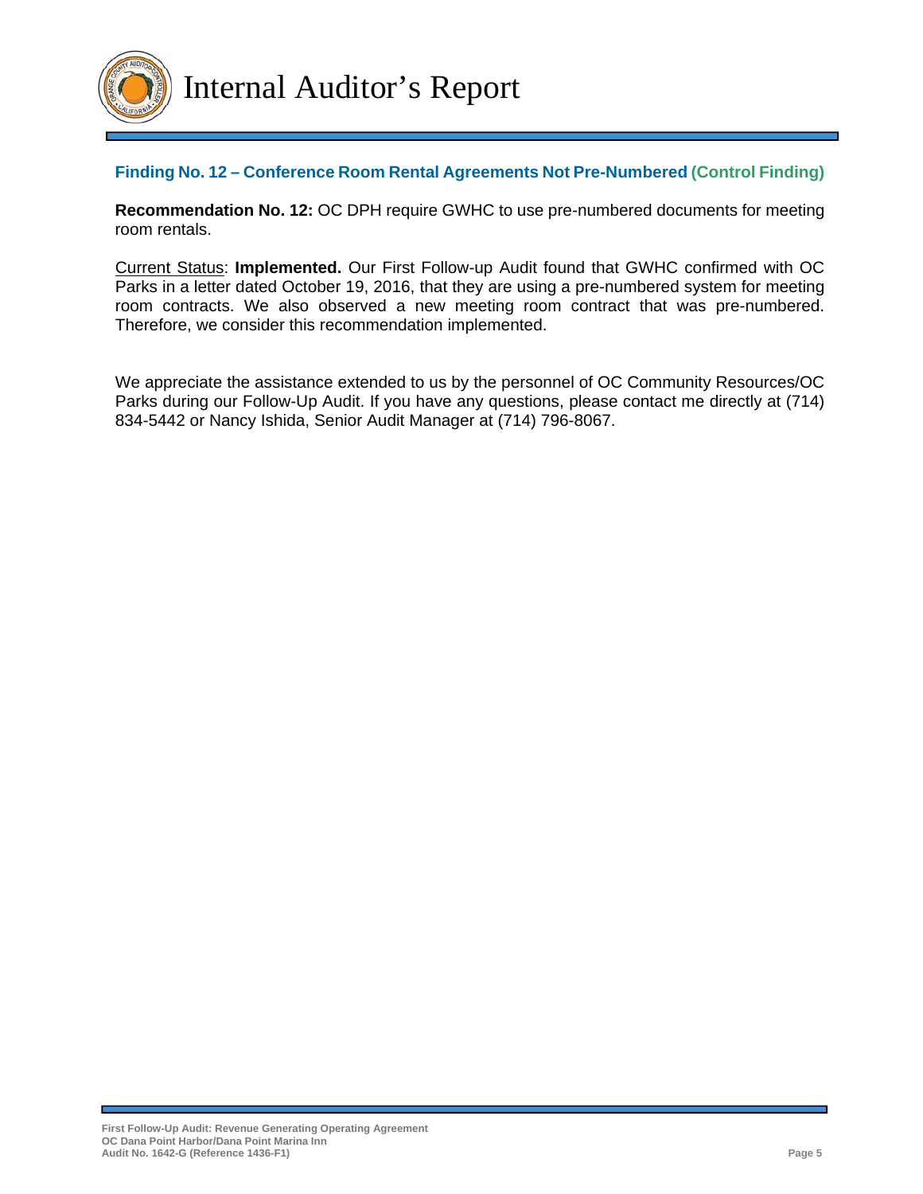### Finding No. 12 – Conference Room Rental Agreements Not Pre-Numbered (Control Finding)

**Recommendation No. 12:** OC DPH require GWHC to use pre-numbered documents for meeting room rentals.

Current Status: **Implemented.** Our First Follow-up Audit found that GWHC confirmed with OC Parks in a letter dated October 19, 2016, that they are using a pre-numbered system for meeting room contracts. We also observed a new meeting room contract that was pre-numbered. Therefore, we consider this recommendation implemented.

We appreciate the assistance extended to us by the personnel of OC Community Resources/OC Parks during our Follow-Up Audit. If you have any questions, please contact me directly at (714) 834-5442 or Nancy Ishida, Senior Audit Manager at (714) 796-8067.